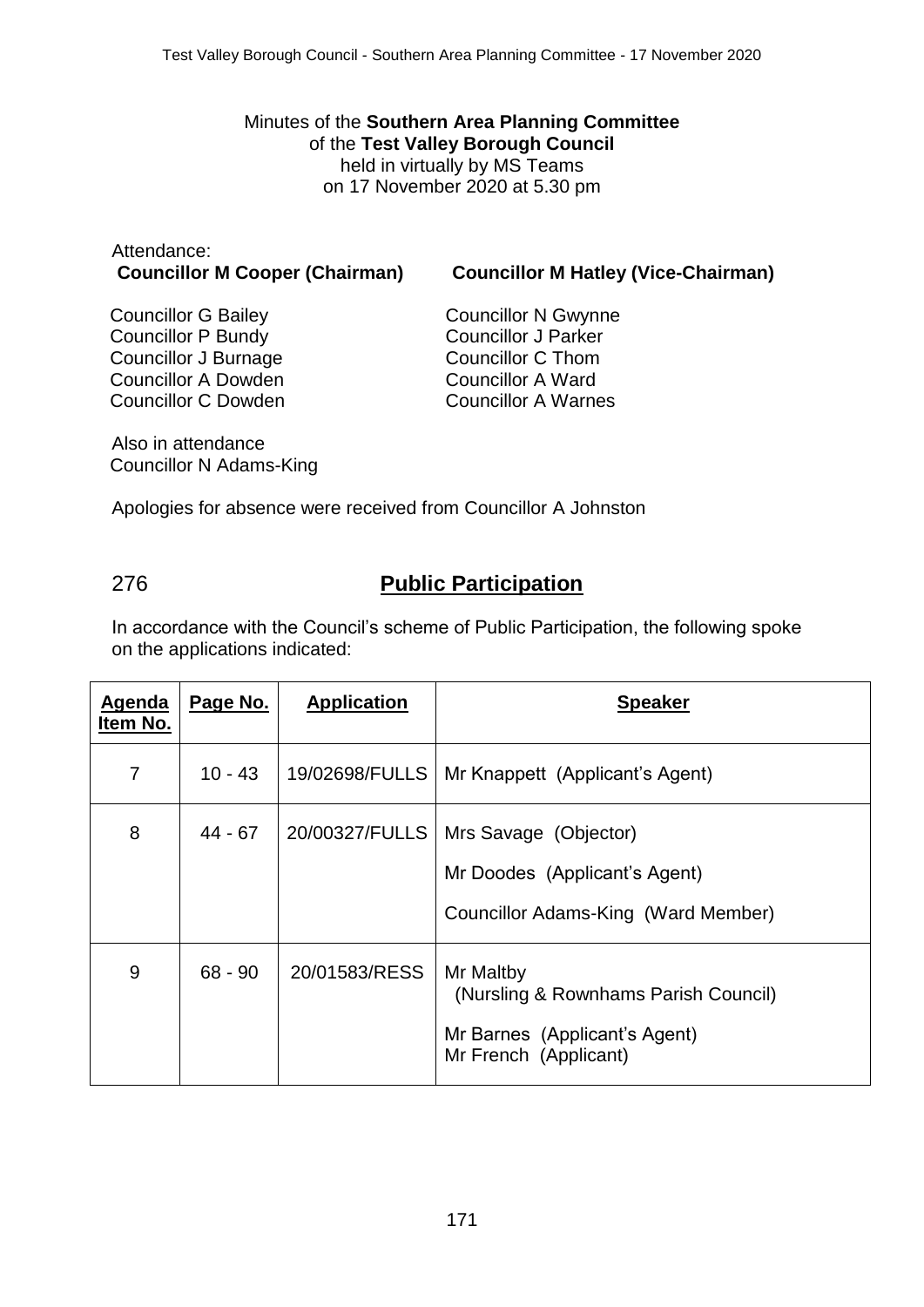Minutes of the **Southern Area Planning Committee**
of the **Test Valley Borough Council**
held in virtually by MS Teams
on 17 November 2020 at 5.30 pm

Attendance:
**Councillor M Cooper (Chairman)**
**Councillor M Hatley (Vice-Chairman)**

Councillor G Bailey
Councillor P Bundy
Councillor J Burnage
Councillor A Dowden
Councillor C Dowden
Councillor N Gwynne
Councillor J Parker
Councillor C Thom
Councillor A Ward
Councillor A Warnes

Also in attendance
Councillor N Adams-King

Apologies for absence were received from Councillor A Johnston

## 276 Public Participation

In accordance with the Council's scheme of Public Participation, the following spoke on the applications indicated:

| Agenda Item No. | Page No. | Application | Speaker |
|---|---|---|---|
| 7 | 10 - 43 | 19/02698/FULLS | Mr Knappett (Applicant's Agent) |
| 8 | 44 - 67 | 20/00327/FULLS | Mrs Savage (Objector)<br>Mr Doodes (Applicant's Agent)<br>Councillor Adams-King (Ward Member) |
| 9 | 68 - 90 | 20/01583/RESS | Mr Maltby (Nursling & Rownhams Parish Council)<br>Mr Barnes (Applicant's Agent)<br>Mr French (Applicant) |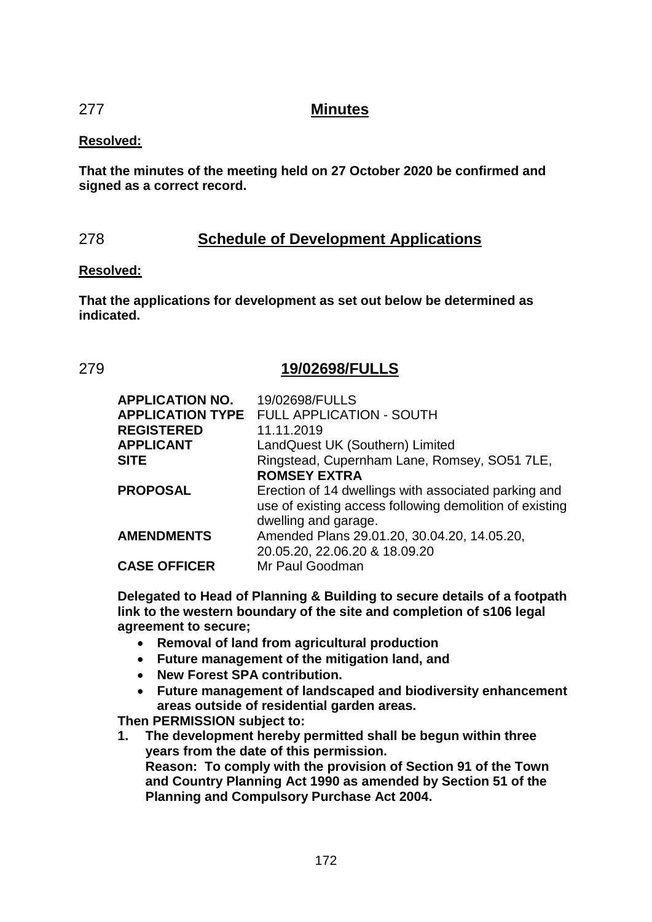## 277 Minutes

**Resolved:**

**That the minutes of the meeting held on 27 October 2020 be confirmed and signed as a correct record.**

## 278 Schedule of Development Applications

**Resolved:**

**That the applications for development as set out below be determined as indicated.**

## 279 19/02698/FULLS

| | |
|---|---|
| **APPLICATION NO.** | 19/02698/FULLS |
| **APPLICATION TYPE** | FULL APPLICATION - SOUTH |
| **REGISTERED** | 11.11.2019 |
| **APPLICANT** | LandQuest UK (Southern) Limited |
| **SITE** | Ringstead, Cupernham Lane, Romsey, SO51 7LE, **ROMSEY EXTRA** |
| **PROPOSAL** | Erection of 14 dwellings with associated parking and use of existing access following demolition of existing dwelling and garage. |
| **AMENDMENTS** | Amended Plans 29.01.20, 30.04.20, 14.05.20, 20.05.20, 22.06.20 & 18.09.20 |
| **CASE OFFICER** | Mr Paul Goodman |

**Delegated to Head of Planning & Building to secure details of a footpath link to the western boundary of the site and completion of s106 legal agreement to secure;**

- **Removal of land from agricultural production**
- **Future management of the mitigation land, and**
- **New Forest SPA contribution.**
- **Future management of landscaped and biodiversity enhancement areas outside of residential garden areas.**

**Then PERMISSION subject to:**

1. **The development hereby permitted shall be begun within three years from the date of this permission.**
   **Reason: To comply with the provision of Section 91 of the Town and Country Planning Act 1990 as amended by Section 51 of the Planning and Compulsory Purchase Act 2004.**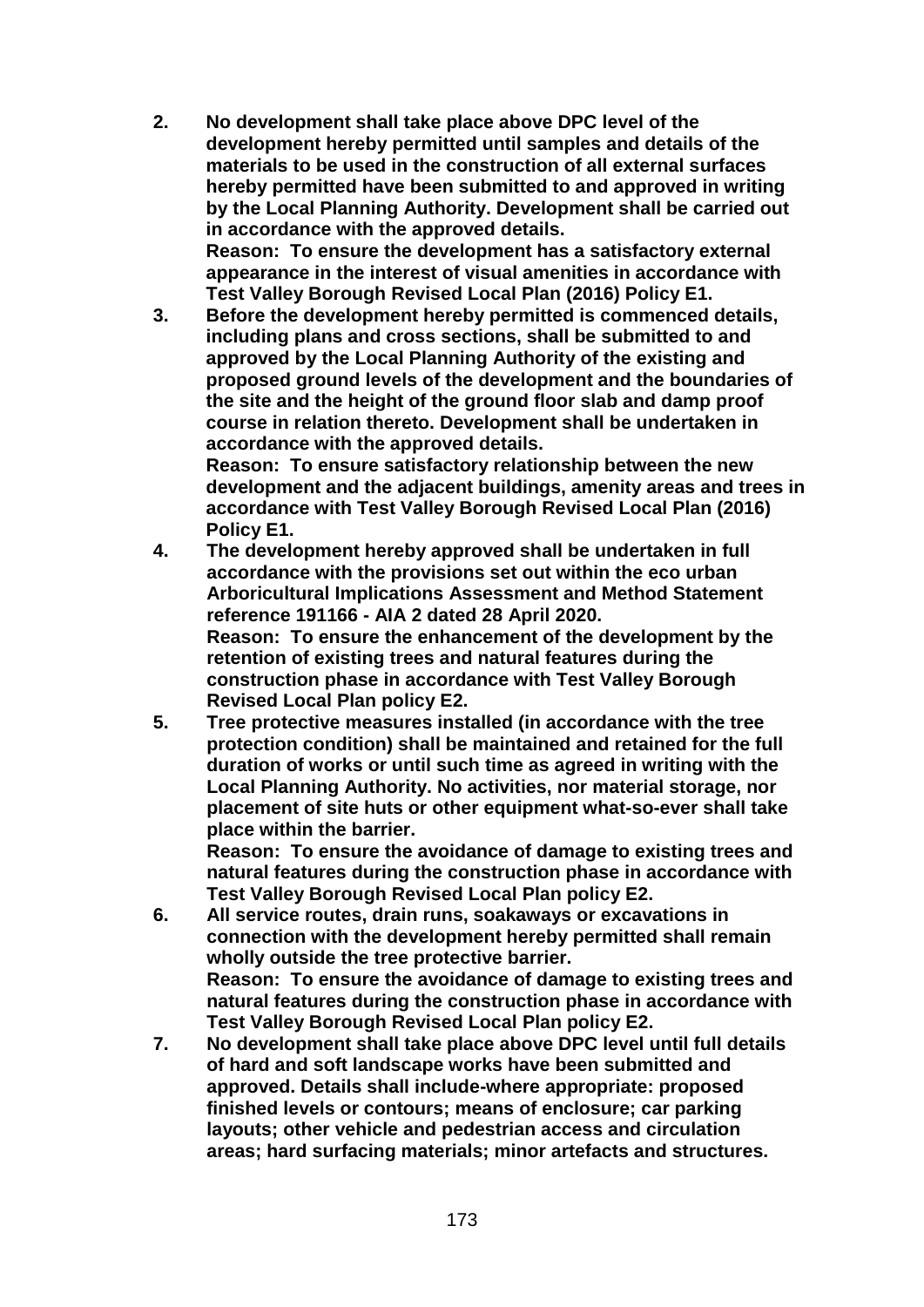2. **No development shall take place above DPC level of the development hereby permitted until samples and details of the materials to be used in the construction of all external surfaces hereby permitted have been submitted to and approved in writing by the Local Planning Authority. Development shall be carried out in accordance with the approved details.**
   **Reason: To ensure the development has a satisfactory external appearance in the interest of visual amenities in accordance with Test Valley Borough Revised Local Plan (2016) Policy E1.**
3. **Before the development hereby permitted is commenced details, including plans and cross sections, shall be submitted to and approved by the Local Planning Authority of the existing and proposed ground levels of the development and the boundaries of the site and the height of the ground floor slab and damp proof course in relation thereto. Development shall be undertaken in accordance with the approved details.**
   **Reason: To ensure satisfactory relationship between the new development and the adjacent buildings, amenity areas and trees in accordance with Test Valley Borough Revised Local Plan (2016) Policy E1.**
4. **The development hereby approved shall be undertaken in full accordance with the provisions set out within the eco urban Arboricultural Implications Assessment and Method Statement reference 191166 - AIA 2 dated 28 April 2020.**
   **Reason: To ensure the enhancement of the development by the retention of existing trees and natural features during the construction phase in accordance with Test Valley Borough Revised Local Plan policy E2.**
5. **Tree protective measures installed (in accordance with the tree protection condition) shall be maintained and retained for the full duration of works or until such time as agreed in writing with the Local Planning Authority. No activities, nor material storage, nor placement of site huts or other equipment what-so-ever shall take place within the barrier.**
   **Reason: To ensure the avoidance of damage to existing trees and natural features during the construction phase in accordance with Test Valley Borough Revised Local Plan policy E2.**
6. **All service routes, drain runs, soakaways or excavations in connection with the development hereby permitted shall remain wholly outside the tree protective barrier.**
   **Reason: To ensure the avoidance of damage to existing trees and natural features during the construction phase in accordance with Test Valley Borough Revised Local Plan policy E2.**
7. **No development shall take place above DPC level until full details of hard and soft landscape works have been submitted and approved. Details shall include-where appropriate: proposed finished levels or contours; means of enclosure; car parking layouts; other vehicle and pedestrian access and circulation areas; hard surfacing materials; minor artefacts and structures.**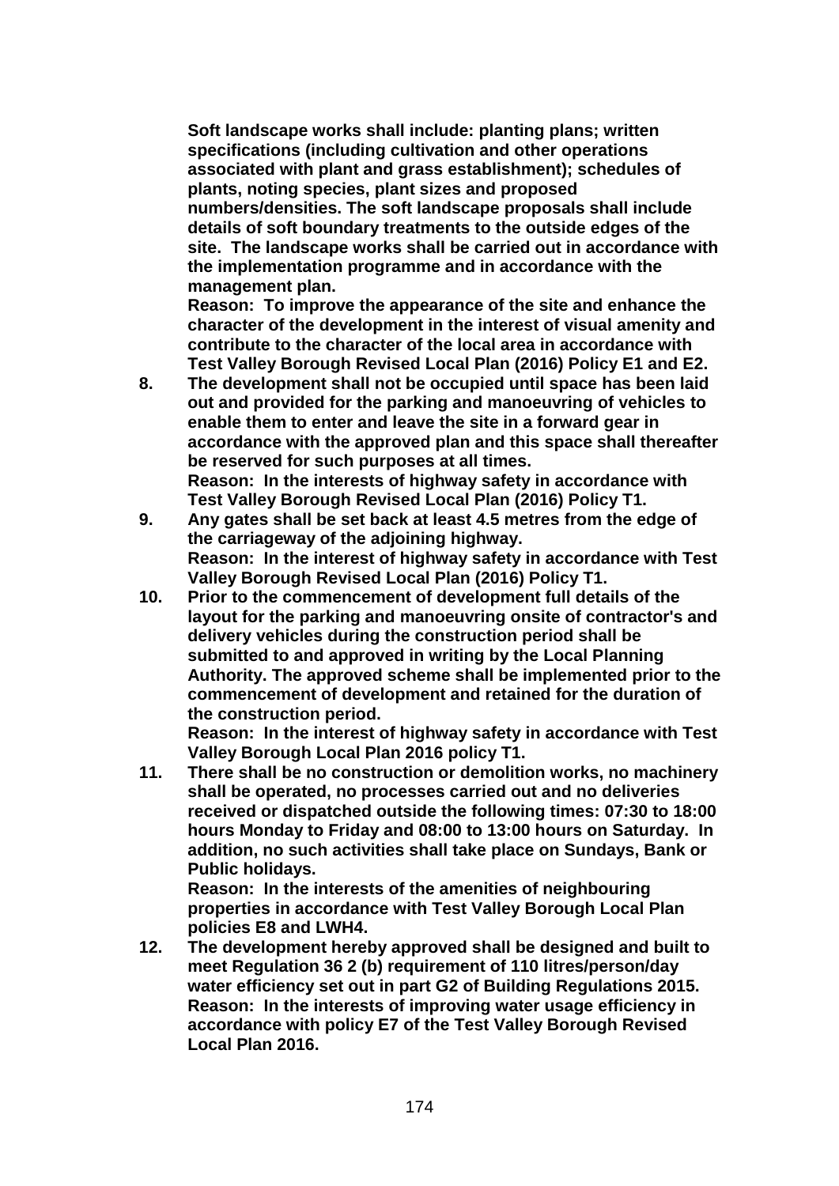**Soft landscape works shall include: planting plans; written specifications (including cultivation and other operations associated with plant and grass establishment); schedules of plants, noting species, plant sizes and proposed numbers/densities. The soft landscape proposals shall include details of soft boundary treatments to the outside edges of the site. The landscape works shall be carried out in accordance with the implementation programme and in accordance with the management plan.**

**Reason: To improve the appearance of the site and enhance the character of the development in the interest of visual amenity and contribute to the character of the local area in accordance with Test Valley Borough Revised Local Plan (2016) Policy E1 and E2.**

8. **The development shall not be occupied until space has been laid out and provided for the parking and manoeuvring of vehicles to enable them to enter and leave the site in a forward gear in accordance with the approved plan and this space shall thereafter be reserved for such purposes at all times.**
   **Reason: In the interests of highway safety in accordance with Test Valley Borough Revised Local Plan (2016) Policy T1.**

9. **Any gates shall be set back at least 4.5 metres from the edge of the carriageway of the adjoining highway.**
   **Reason: In the interest of highway safety in accordance with Test Valley Borough Revised Local Plan (2016) Policy T1.**

10. **Prior to the commencement of development full details of the layout for the parking and manoeuvring onsite of contractor's and delivery vehicles during the construction period shall be submitted to and approved in writing by the Local Planning Authority. The approved scheme shall be implemented prior to the commencement of development and retained for the duration of the construction period.**
    **Reason: In the interest of highway safety in accordance with Test Valley Borough Local Plan 2016 policy T1.**

11. **There shall be no construction or demolition works, no machinery shall be operated, no processes carried out and no deliveries received or dispatched outside the following times: 07:30 to 18:00 hours Monday to Friday and 08:00 to 13:00 hours on Saturday. In addition, no such activities shall take place on Sundays, Bank or Public holidays.**
    **Reason: In the interests of the amenities of neighbouring properties in accordance with Test Valley Borough Local Plan policies E8 and LWH4.**

12. **The development hereby approved shall be designed and built to meet Regulation 36 2 (b) requirement of 110 litres/person/day water efficiency set out in part G2 of Building Regulations 2015.**
    **Reason: In the interests of improving water usage efficiency in accordance with policy E7 of the Test Valley Borough Revised Local Plan 2016.**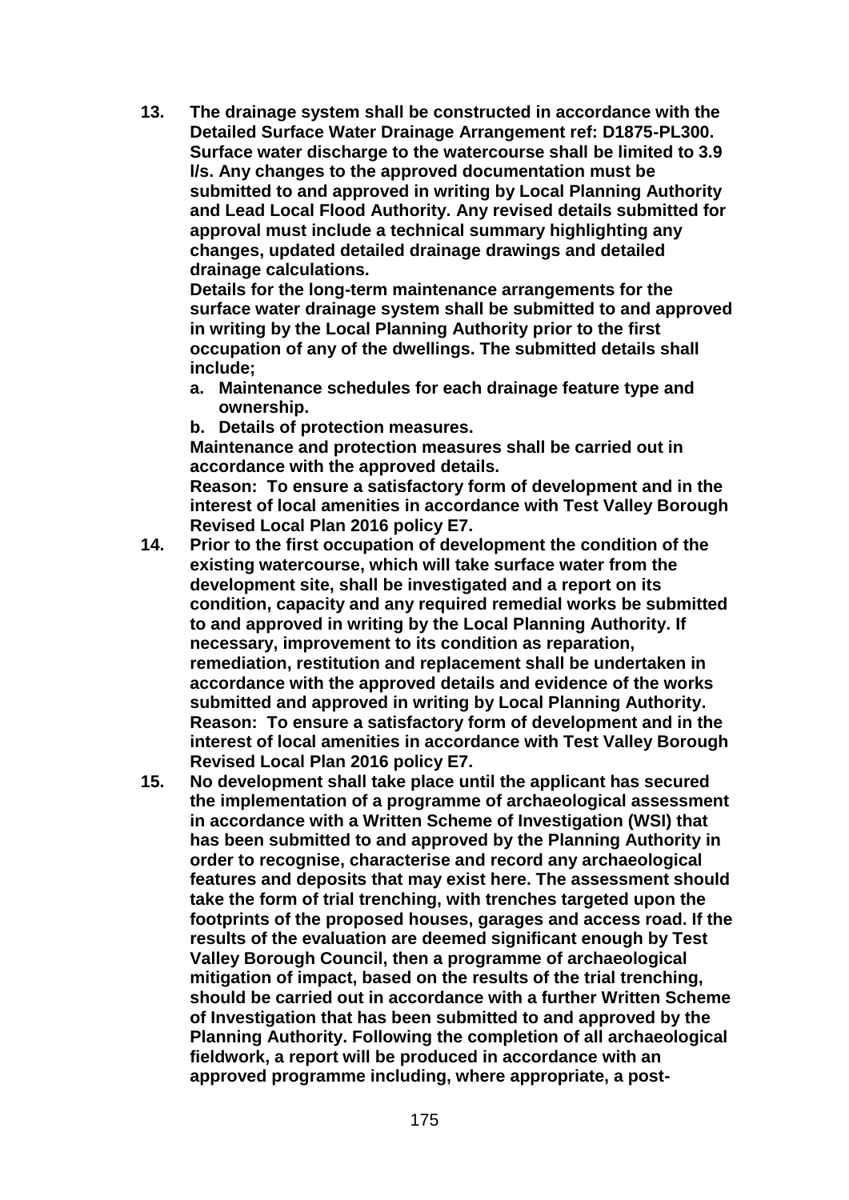13. **The drainage system shall be constructed in accordance with the Detailed Surface Water Drainage Arrangement ref: D1875-PL300. Surface water discharge to the watercourse shall be limited to 3.9 l/s. Any changes to the approved documentation must be submitted to and approved in writing by Local Planning Authority and Lead Local Flood Authority. Any revised details submitted for approval must include a technical summary highlighting any changes, updated detailed drainage drawings and detailed drainage calculations.**
    **Details for the long-term maintenance arrangements for the surface water drainage system shall be submitted to and approved in writing by the Local Planning Authority prior to the first occupation of any of the dwellings. The submitted details shall include;**
    a. **Maintenance schedules for each drainage feature type and ownership.**
    b. **Details of protection measures.**

    **Maintenance and protection measures shall be carried out in accordance with the approved details.**
    **Reason: To ensure a satisfactory form of development and in the interest of local amenities in accordance with Test Valley Borough Revised Local Plan 2016 policy E7.**
14. **Prior to the first occupation of development the condition of the existing watercourse, which will take surface water from the development site, shall be investigated and a report on its condition, capacity and any required remedial works be submitted to and approved in writing by the Local Planning Authority. If necessary, improvement to its condition as reparation, remediation, restitution and replacement shall be undertaken in accordance with the approved details and evidence of the works submitted and approved in writing by Local Planning Authority.**
    **Reason: To ensure a satisfactory form of development and in the interest of local amenities in accordance with Test Valley Borough Revised Local Plan 2016 policy E7.**
15. **No development shall take place until the applicant has secured the implementation of a programme of archaeological assessment in accordance with a Written Scheme of Investigation (WSI) that has been submitted to and approved by the Planning Authority in order to recognise, characterise and record any archaeological features and deposits that may exist here. The assessment should take the form of trial trenching, with trenches targeted upon the footprints of the proposed houses, garages and access road. If the results of the evaluation are deemed significant enough by Test Valley Borough Council, then a programme of archaeological mitigation of impact, based on the results of the trial trenching, should be carried out in accordance with a further Written Scheme of Investigation that has been submitted to and approved by the Planning Authority. Following the completion of all archaeological fieldwork, a report will be produced in accordance with an approved programme including, where appropriate, a post-**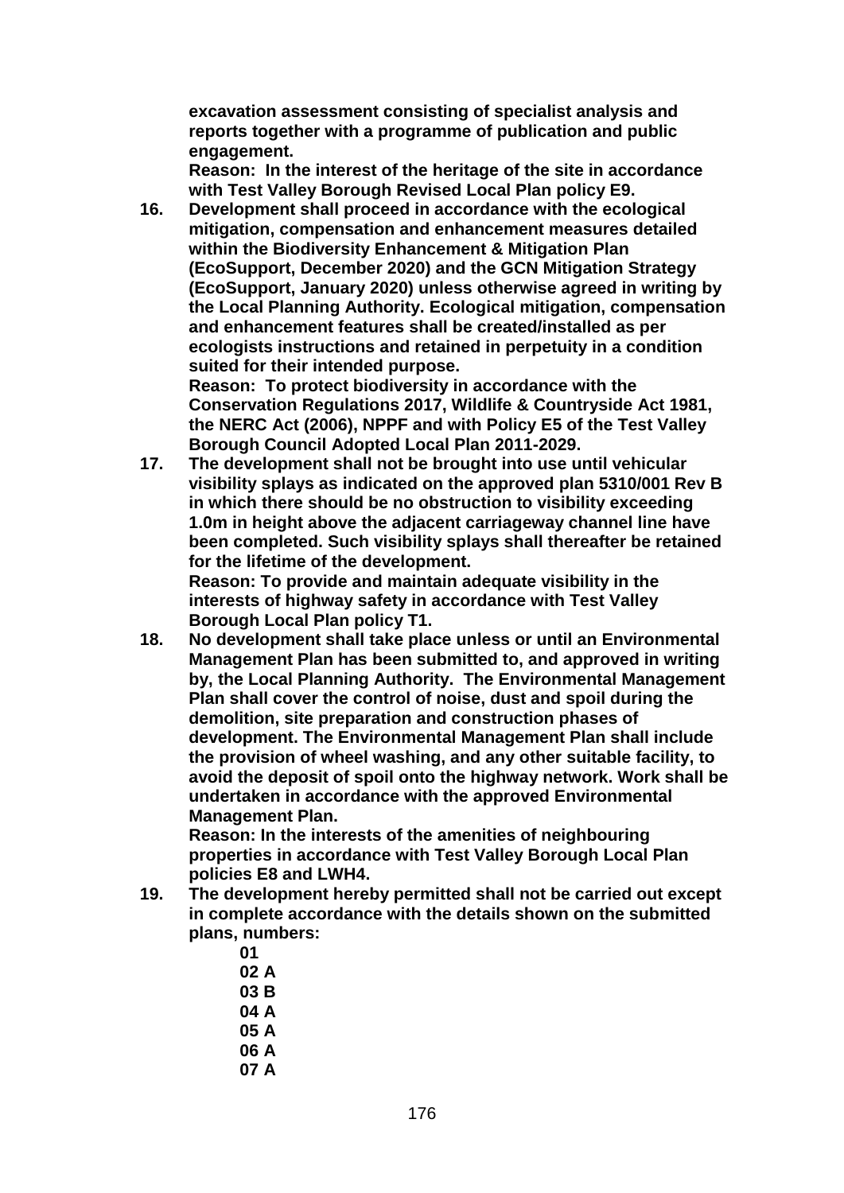**excavation assessment consisting of specialist analysis and reports together with a programme of publication and public engagement.**
**Reason: In the interest of the heritage of the site in accordance with Test Valley Borough Revised Local Plan policy E9.**

16. **Development shall proceed in accordance with the ecological mitigation, compensation and enhancement measures detailed within the Biodiversity Enhancement & Mitigation Plan (EcoSupport, December 2020) and the GCN Mitigation Strategy (EcoSupport, January 2020) unless otherwise agreed in writing by the Local Planning Authority. Ecological mitigation, compensation and enhancement features shall be created/installed as per ecologists instructions and retained in perpetuity in a condition suited for their intended purpose.**
**Reason: To protect biodiversity in accordance with the Conservation Regulations 2017, Wildlife & Countryside Act 1981, the NERC Act (2006), NPPF and with Policy E5 of the Test Valley Borough Council Adopted Local Plan 2011-2029.**

17. **The development shall not be brought into use until vehicular visibility splays as indicated on the approved plan 5310/001 Rev B in which there should be no obstruction to visibility exceeding 1.0m in height above the adjacent carriageway channel line have been completed. Such visibility splays shall thereafter be retained for the lifetime of the development.**
**Reason: To provide and maintain adequate visibility in the interests of highway safety in accordance with Test Valley Borough Local Plan policy T1.**

18. **No development shall take place unless or until an Environmental Management Plan has been submitted to, and approved in writing by, the Local Planning Authority. The Environmental Management Plan shall cover the control of noise, dust and spoil during the demolition, site preparation and construction phases of development. The Environmental Management Plan shall include the provision of wheel washing, and any other suitable facility, to avoid the deposit of spoil onto the highway network. Work shall be undertaken in accordance with the approved Environmental Management Plan.**
**Reason: In the interests of the amenities of neighbouring properties in accordance with Test Valley Borough Local Plan policies E8 and LWH4.**

19. **The development hereby permitted shall not be carried out except in complete accordance with the details shown on the submitted plans, numbers:**
    **01**
    **02 A**
    **03 B**
    **04 A**
    **05 A**
    **06 A**
    **07 A**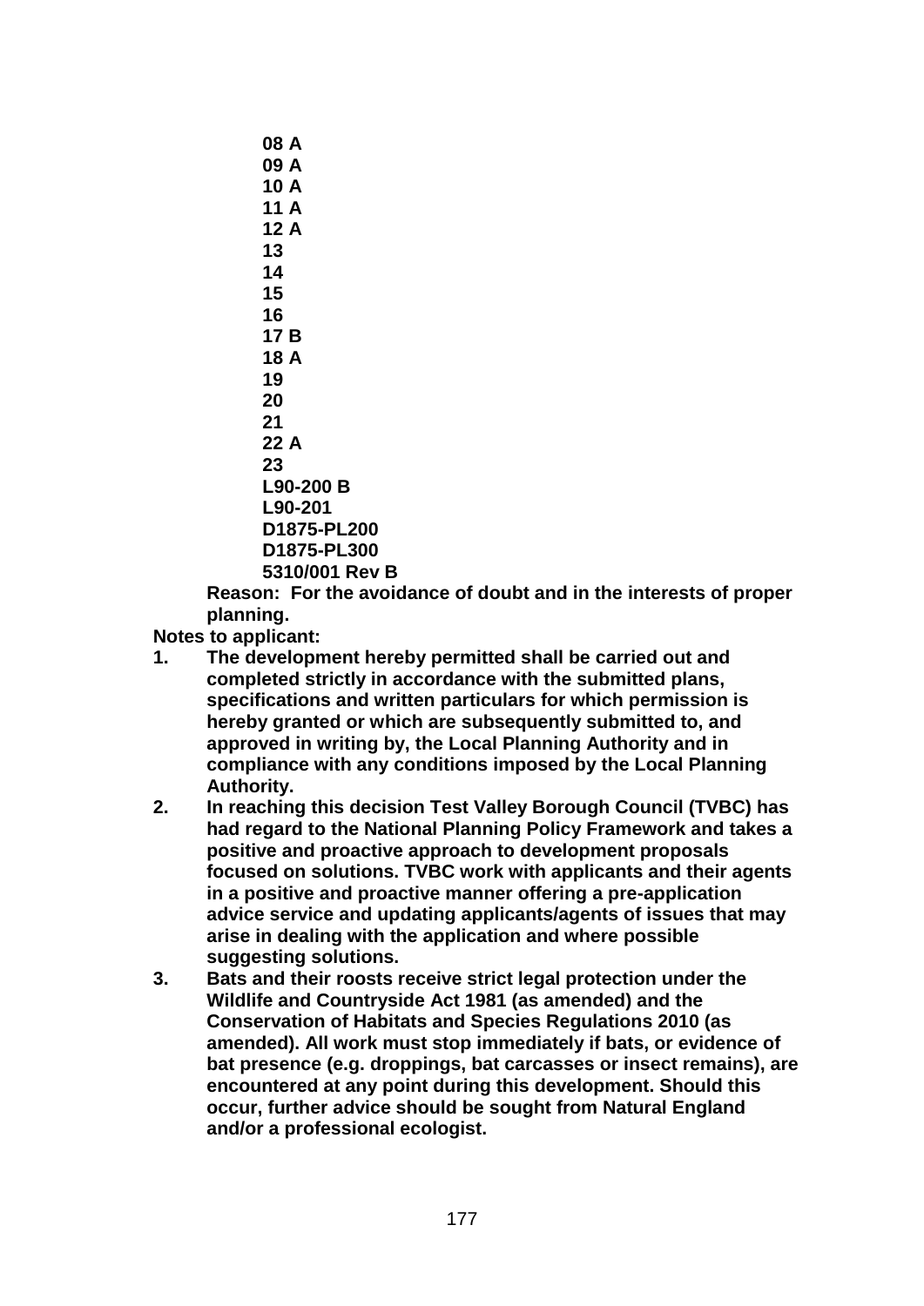**08 A**
**09 A**
**10 A**
**11 A**
**12 A**
**13**
**14**
**15**
**16**
**17 B**
**18 A**
**19**
**20**
**21**
**22 A**
**23**
**L90-200 B**
**L90-201**
**D1875-PL200**
**D1875-PL300**
**5310/001 Rev B**

**Reason: For the avoidance of doubt and in the interests of proper planning.**

**Notes to applicant:**

1. **The development hereby permitted shall be carried out and completed strictly in accordance with the submitted plans, specifications and written particulars for which permission is hereby granted or which are subsequently submitted to, and approved in writing by, the Local Planning Authority and in compliance with any conditions imposed by the Local Planning Authority.**
2. **In reaching this decision Test Valley Borough Council (TVBC) has had regard to the National Planning Policy Framework and takes a positive and proactive approach to development proposals focused on solutions. TVBC work with applicants and their agents in a positive and proactive manner offering a pre-application advice service and updating applicants/agents of issues that may arise in dealing with the application and where possible suggesting solutions.**
3. **Bats and their roosts receive strict legal protection under the Wildlife and Countryside Act 1981 (as amended) and the Conservation of Habitats and Species Regulations 2010 (as amended). All work must stop immediately if bats, or evidence of bat presence (e.g. droppings, bat carcasses or insect remains), are encountered at any point during this development. Should this occur, further advice should be sought from Natural England and/or a professional ecologist.**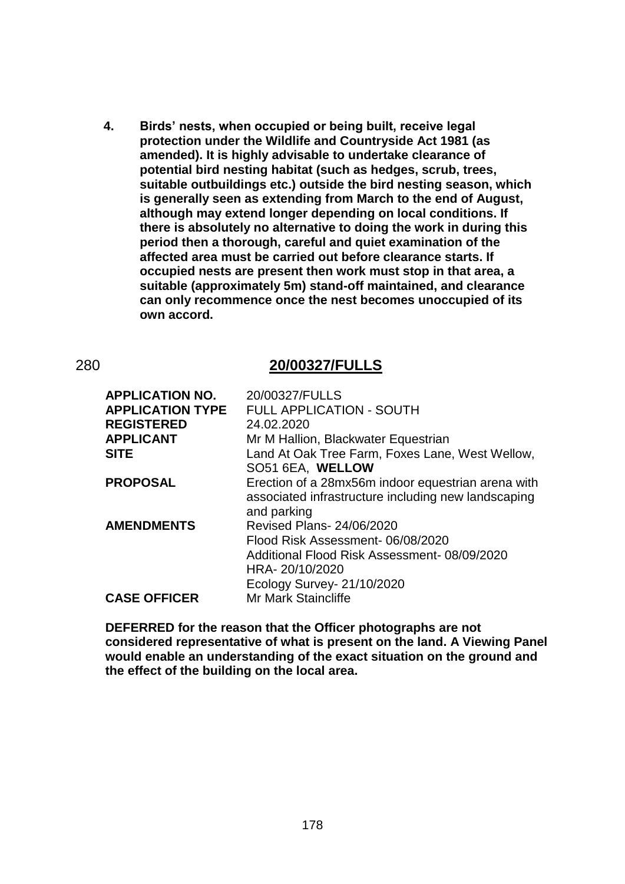4. **Birds' nests, when occupied or being built, receive legal protection under the Wildlife and Countryside Act 1981 (as amended). It is highly advisable to undertake clearance of potential bird nesting habitat (such as hedges, scrub, trees, suitable outbuildings etc.) outside the bird nesting season, which is generally seen as extending from March to the end of August, although may extend longer depending on local conditions. If there is absolutely no alternative to doing the work in during this period then a thorough, careful and quiet examination of the affected area must be carried out before clearance starts. If occupied nests are present then work must stop in that area, a suitable (approximately 5m) stand-off maintained, and clearance can only recommence once the nest becomes unoccupied of its own accord.**

280

## 20/00327/FULLS

| | |
|---|---|
| **APPLICATION NO.** | 20/00327/FULLS |
| **APPLICATION TYPE** | FULL APPLICATION - SOUTH |
| **REGISTERED** | 24.02.2020 |
| **APPLICANT** | Mr M Hallion, Blackwater Equestrian |
| **SITE** | Land At Oak Tree Farm, Foxes Lane, West Wellow, SO51 6EA, **WELLOW** |
| **PROPOSAL** | Erection of a 28mx56m indoor equestrian arena with associated infrastructure including new landscaping and parking |
| **AMENDMENTS** | Revised Plans- 24/06/2020<br>Flood Risk Assessment- 06/08/2020<br>Additional Flood Risk Assessment- 08/09/2020<br>HRA- 20/10/2020<br>Ecology Survey- 21/10/2020 |
| **CASE OFFICER** | Mr Mark Staincliffe |

**DEFERRED for the reason that the Officer photographs are not considered representative of what is present on the land. A Viewing Panel would enable an understanding of the exact situation on the ground and the effect of the building on the local area.**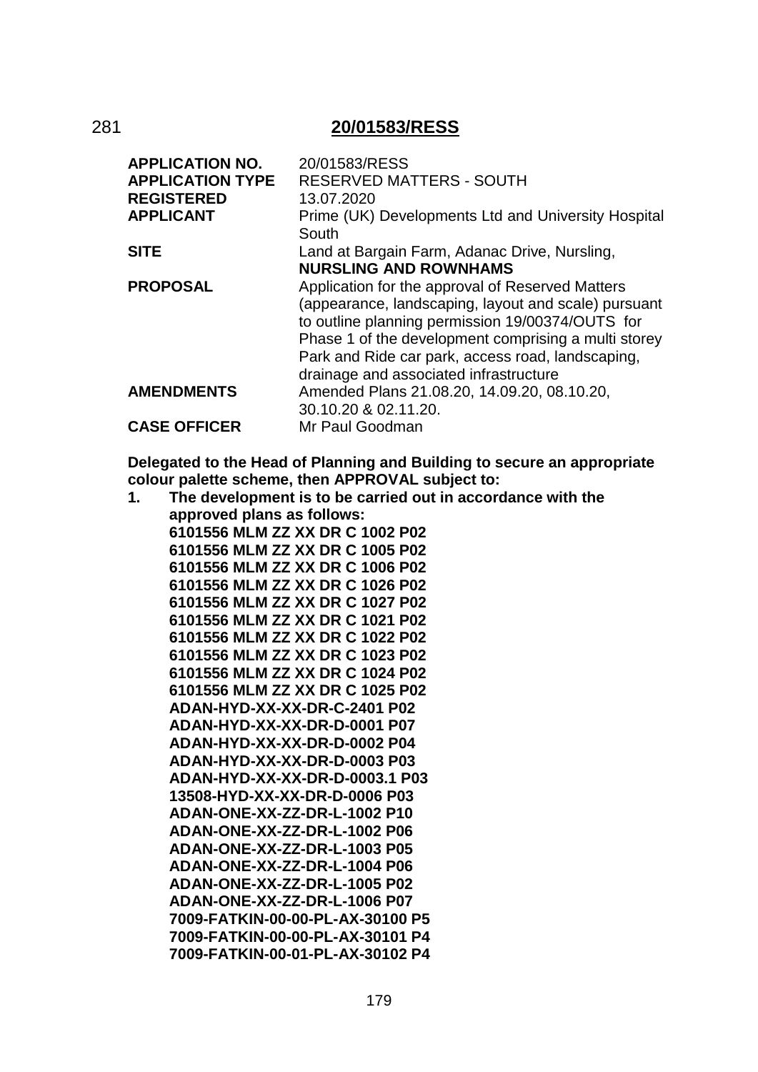## 281 20/01583/RESS

| | |
|---|---|
| **APPLICATION NO.** | 20/01583/RESS |
| **APPLICATION TYPE** | RESERVED MATTERS - SOUTH |
| **REGISTERED** | 13.07.2020 |
| **APPLICANT** | Prime (UK) Developments Ltd and University Hospital South |
| **SITE** | Land at Bargain Farm, Adanac Drive, Nursling, **NURSLING AND ROWNHAMS** |
| **PROPOSAL** | Application for the approval of Reserved Matters (appearance, landscaping, layout and scale) pursuant to outline planning permission 19/00374/OUTS for Phase 1 of the development comprising a multi storey Park and Ride car park, access road, landscaping, drainage and associated infrastructure |
| **AMENDMENTS** | Amended Plans 21.08.20, 14.09.20, 08.10.20, 30.10.20 & 02.11.20. |
| **CASE OFFICER** | Mr Paul Goodman |

**Delegated to the Head of Planning and Building to secure an appropriate colour palette scheme, then APPROVAL subject to:**

1. **The development is to be carried out in accordance with the approved plans as follows:**
   **6101556 MLM ZZ XX DR C 1002 P02**
   **6101556 MLM ZZ XX DR C 1005 P02**
   **6101556 MLM ZZ XX DR C 1006 P02**
   **6101556 MLM ZZ XX DR C 1026 P02**
   **6101556 MLM ZZ XX DR C 1027 P02**
   **6101556 MLM ZZ XX DR C 1021 P02**
   **6101556 MLM ZZ XX DR C 1022 P02**
   **6101556 MLM ZZ XX DR C 1023 P02**
   **6101556 MLM ZZ XX DR C 1024 P02**
   **6101556 MLM ZZ XX DR C 1025 P02**
   **ADAN-HYD-XX-XX-DR-C-2401 P02**
   **ADAN-HYD-XX-XX-DR-D-0001 P07**
   **ADAN-HYD-XX-XX-DR-D-0002 P04**
   **ADAN-HYD-XX-XX-DR-D-0003 P03**
   **ADAN-HYD-XX-XX-DR-D-0003.1 P03**
   **13508-HYD-XX-XX-DR-D-0006 P03**
   **ADAN-ONE-XX-ZZ-DR-L-1002 P10**
   **ADAN-ONE-XX-ZZ-DR-L-1002 P06**
   **ADAN-ONE-XX-ZZ-DR-L-1003 P05**
   **ADAN-ONE-XX-ZZ-DR-L-1004 P06**
   **ADAN-ONE-XX-ZZ-DR-L-1005 P02**
   **ADAN-ONE-XX-ZZ-DR-L-1006 P07**
   **7009-FATKIN-00-00-PL-AX-30100 P5**
   **7009-FATKIN-00-00-PL-AX-30101 P4**
   **7009-FATKIN-00-01-PL-AX-30102 P4**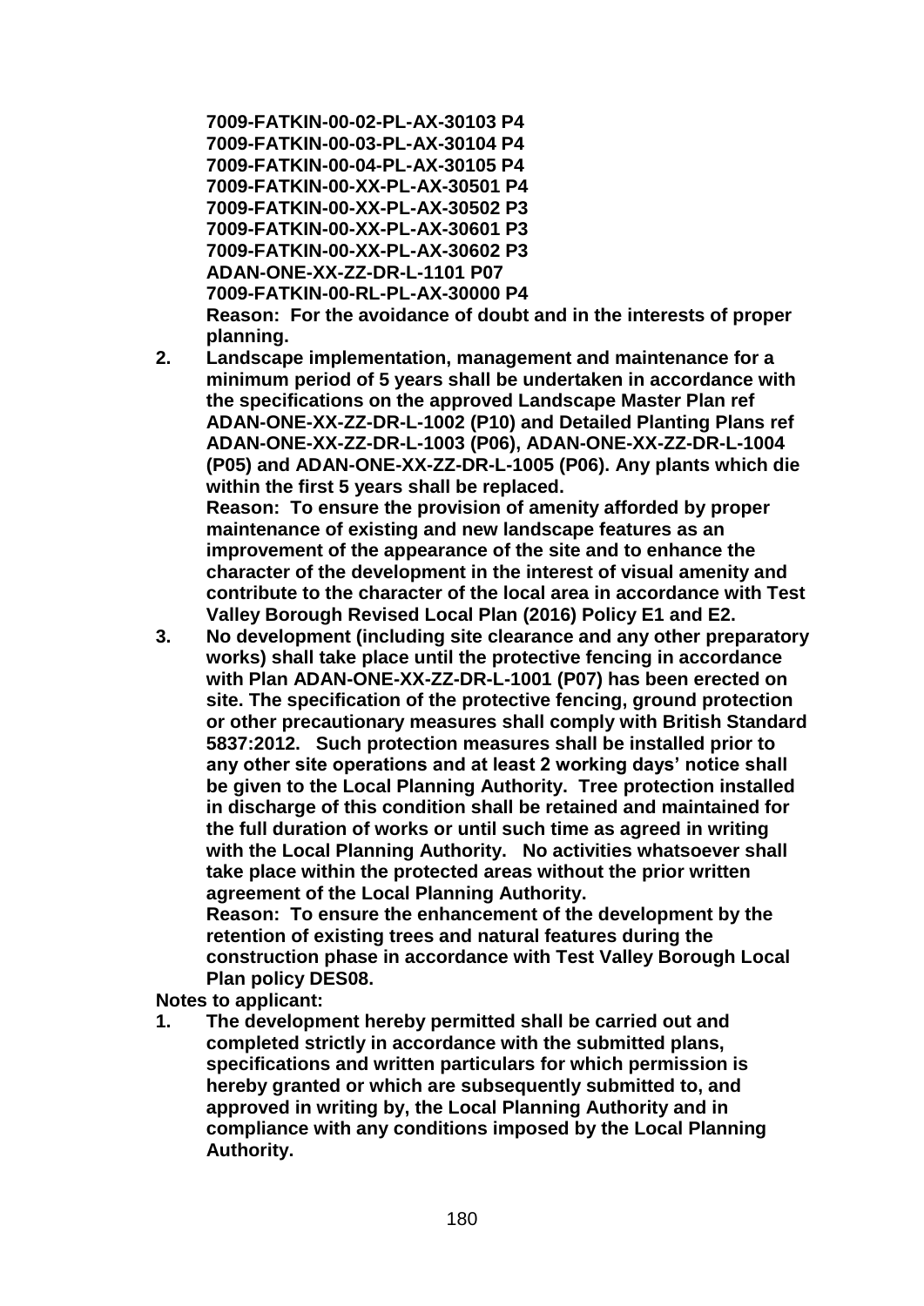**7009-FATKIN-00-02-PL-AX-30103 P4**
**7009-FATKIN-00-03-PL-AX-30104 P4**
**7009-FATKIN-00-04-PL-AX-30105 P4**
**7009-FATKIN-00-XX-PL-AX-30501 P4**
**7009-FATKIN-00-XX-PL-AX-30502 P3**
**7009-FATKIN-00-XX-PL-AX-30601 P3**
**7009-FATKIN-00-XX-PL-AX-30602 P3**
**ADAN-ONE-XX-ZZ-DR-L-1101 P07**
**7009-FATKIN-00-RL-PL-AX-30000 P4**
**Reason: For the avoidance of doubt and in the interests of proper planning.**

2. **Landscape implementation, management and maintenance for a minimum period of 5 years shall be undertaken in accordance with the specifications on the approved Landscape Master Plan ref ADAN-ONE-XX-ZZ-DR-L-1002 (P10) and Detailed Planting Plans ref ADAN-ONE-XX-ZZ-DR-L-1003 (P06), ADAN-ONE-XX-ZZ-DR-L-1004 (P05) and ADAN-ONE-XX-ZZ-DR-L-1005 (P06). Any plants which die within the first 5 years shall be replaced.**
   **Reason: To ensure the provision of amenity afforded by proper maintenance of existing and new landscape features as an improvement of the appearance of the site and to enhance the character of the development in the interest of visual amenity and contribute to the character of the local area in accordance with Test Valley Borough Revised Local Plan (2016) Policy E1 and E2.**
3. **No development (including site clearance and any other preparatory works) shall take place until the protective fencing in accordance with Plan ADAN-ONE-XX-ZZ-DR-L-1001 (P07) has been erected on site. The specification of the protective fencing, ground protection or other precautionary measures shall comply with British Standard 5837:2012. Such protection measures shall be installed prior to any other site operations and at least 2 working days' notice shall be given to the Local Planning Authority. Tree protection installed in discharge of this condition shall be retained and maintained for the full duration of works or until such time as agreed in writing with the Local Planning Authority. No activities whatsoever shall take place within the protected areas without the prior written agreement of the Local Planning Authority.**
   **Reason: To ensure the enhancement of the development by the retention of existing trees and natural features during the construction phase in accordance with Test Valley Borough Local Plan policy DES08.**

**Notes to applicant:**

1. **The development hereby permitted shall be carried out and completed strictly in accordance with the submitted plans, specifications and written particulars for which permission is hereby granted or which are subsequently submitted to, and approved in writing by, the Local Planning Authority and in compliance with any conditions imposed by the Local Planning Authority.**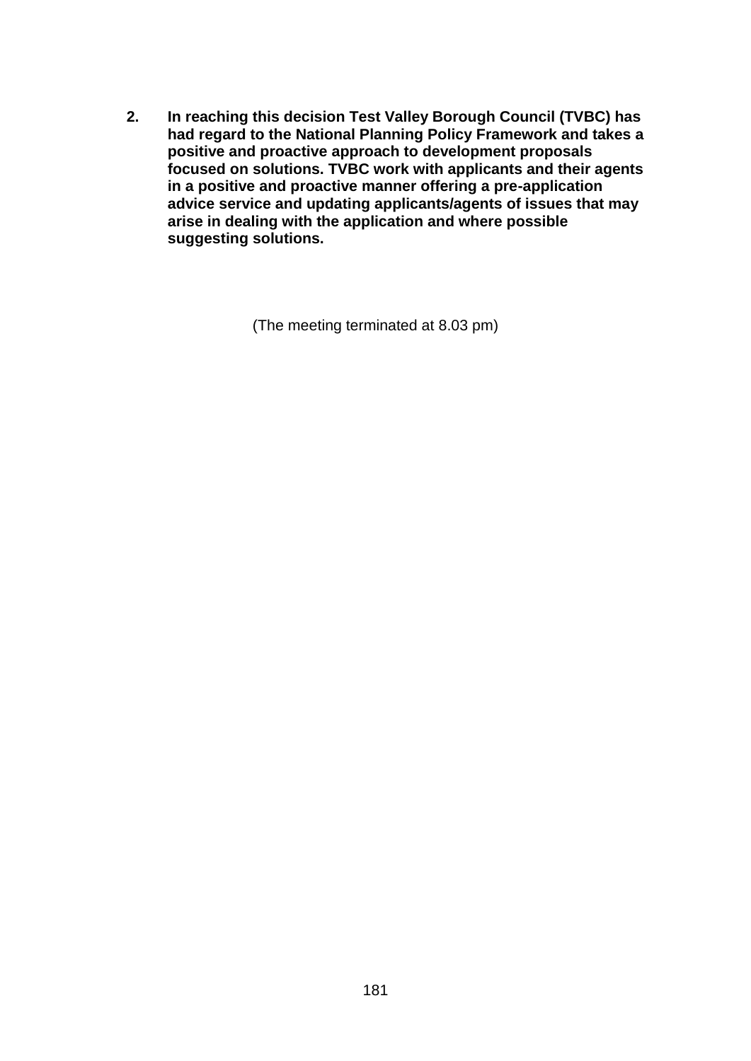**2. In reaching this decision Test Valley Borough Council (TVBC) has had regard to the National Planning Policy Framework and takes a positive and proactive approach to development proposals focused on solutions. TVBC work with applicants and their agents in a positive and proactive manner offering a pre-application advice service and updating applicants/agents of issues that may arise in dealing with the application and where possible suggesting solutions.**

(The meeting terminated at 8.03 pm)